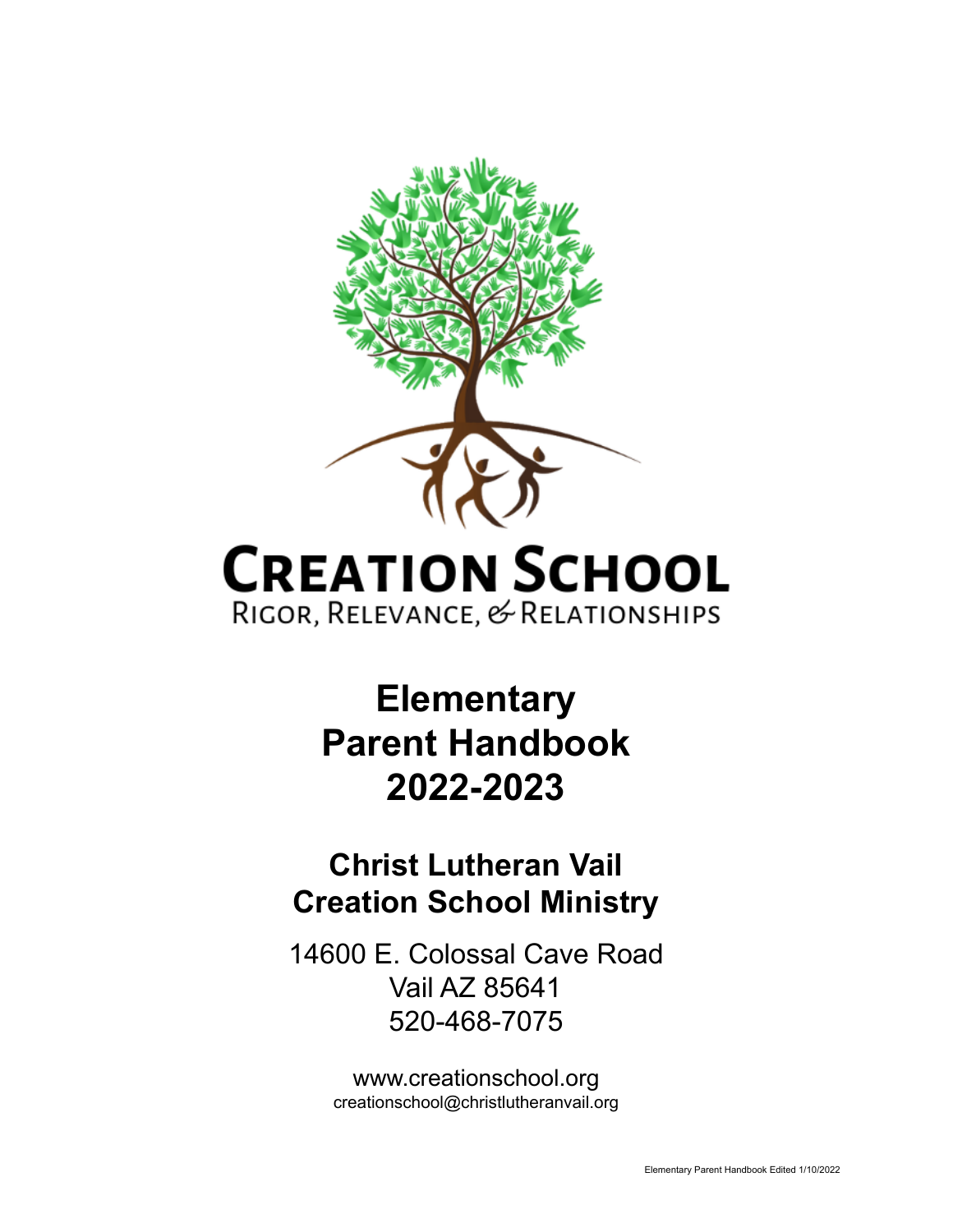# CREATION SCHOOL

RIGOR, RELEVANCE, & RELATIONSHIPS

# Elementary Parent Handbook 2022-2023

## Christ Lutheran Vail Creation School Ministry

14600 E. Colossal Cave Road
Vail AZ 85641
520-468-7075

www.creationschool.org
creationschool@christlutheranvail.org

Elementary Parent Handbook Edited 1/10/2022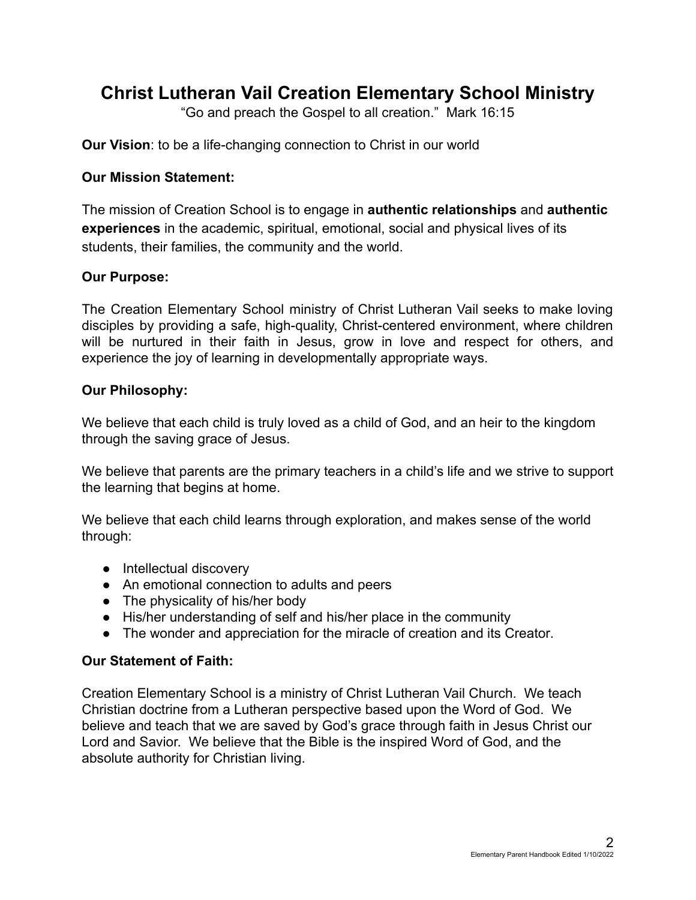# Christ Lutheran Vail Creation Elementary School Ministry

"Go and preach the Gospel to all creation." Mark 16:15

**Our Vision**: to be a life-changing connection to Christ in our world

**Our Mission Statement:**

The mission of Creation School is to engage in **authentic relationships** and **authentic experiences** in the academic, spiritual, emotional, social and physical lives of its students, their families, the community and the world.

**Our Purpose:**

The Creation Elementary School ministry of Christ Lutheran Vail seeks to make loving disciples by providing a safe, high-quality, Christ-centered environment, where children will be nurtured in their faith in Jesus, grow in love and respect for others, and experience the joy of learning in developmentally appropriate ways.

**Our Philosophy:**

We believe that each child is truly loved as a child of God, and an heir to the kingdom through the saving grace of Jesus.

We believe that parents are the primary teachers in a child's life and we strive to support the learning that begins at home.

We believe that each child learns through exploration, and makes sense of the world through:

- Intellectual discovery
- An emotional connection to adults and peers
- The physicality of his/her body
- His/her understanding of self and his/her place in the community
- The wonder and appreciation for the miracle of creation and its Creator.

**Our Statement of Faith:**

Creation Elementary School is a ministry of Christ Lutheran Vail Church. We teach Christian doctrine from a Lutheran perspective based upon the Word of God. We believe and teach that we are saved by God's grace through faith in Jesus Christ our Lord and Savior. We believe that the Bible is the inspired Word of God, and the absolute authority for Christian living.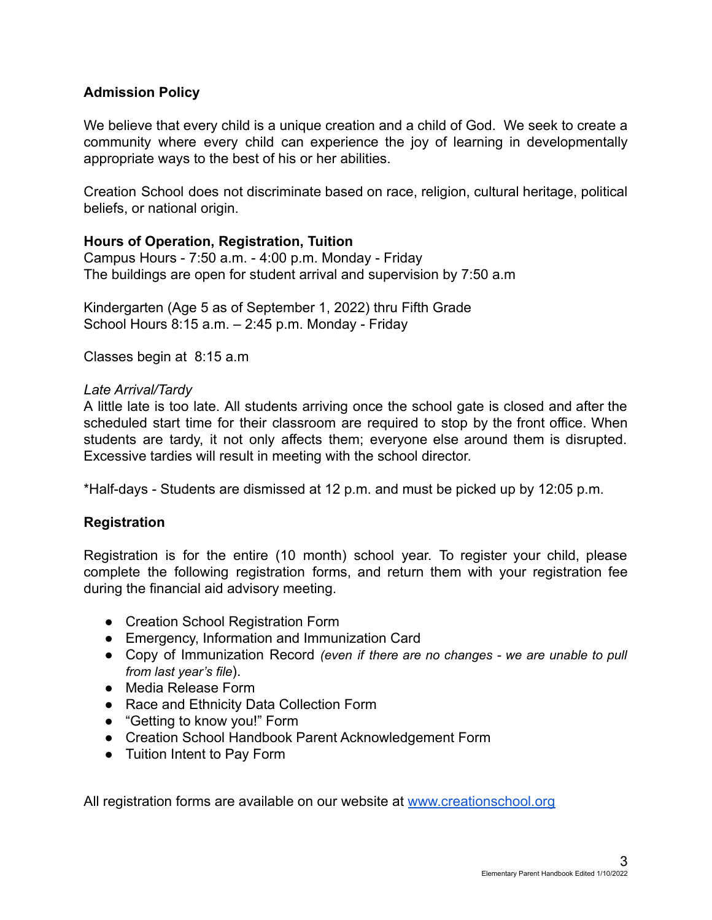**Admission Policy**

We believe that every child is a unique creation and a child of God. We seek to create a community where every child can experience the joy of learning in developmentally appropriate ways to the best of his or her abilities.

Creation School does not discriminate based on race, religion, cultural heritage, political beliefs, or national origin.

**Hours of Operation, Registration, Tuition**

Campus Hours - 7:50 a.m. - 4:00 p.m. Monday - Friday
The buildings are open for student arrival and supervision by 7:50 a.m

Kindergarten (Age 5 as of September 1, 2022) thru Fifth Grade
School Hours 8:15 a.m. – 2:45 p.m. Monday - Friday

Classes begin at 8:15 a.m

*Late Arrival/Tardy*

A little late is too late. All students arriving once the school gate is closed and after the scheduled start time for their classroom are required to stop by the front office. When students are tardy, it not only affects them; everyone else around them is disrupted. Excessive tardies will result in meeting with the school director.

*Half-days - Students are dismissed at 12 p.m. and must be picked up by 12:05 p.m.

**Registration**

Registration is for the entire (10 month) school year. To register your child, please complete the following registration forms, and return them with your registration fee during the financial aid advisory meeting.

- Creation School Registration Form
- Emergency, Information and Immunization Card
- Copy of Immunization Record *(even if there are no changes - we are unable to pull from last year's file)*.
- Media Release Form
- Race and Ethnicity Data Collection Form
- "Getting to know you!" Form
- Creation School Handbook Parent Acknowledgement Form
- Tuition Intent to Pay Form

All registration forms are available on our website at [www.creationschool.org](http://www.creationschool.org)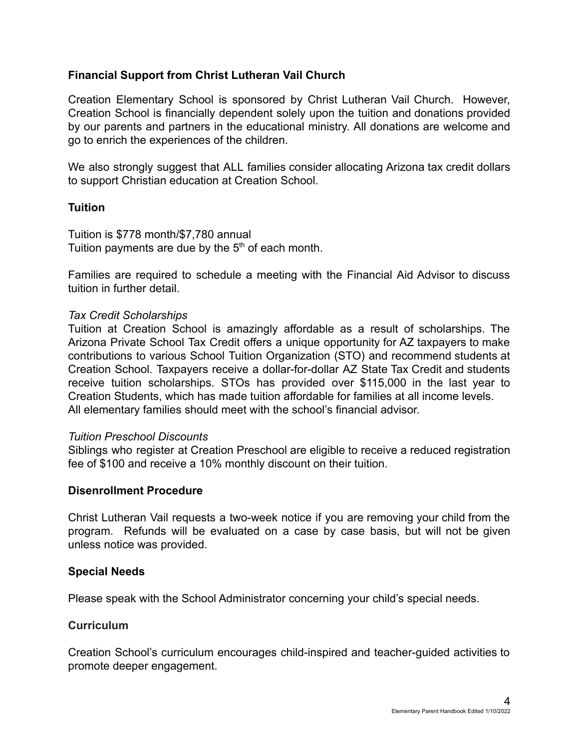**Financial Support from Christ Lutheran Vail Church**

Creation Elementary School is sponsored by Christ Lutheran Vail Church. However, Creation School is financially dependent solely upon the tuition and donations provided by our parents and partners in the educational ministry. All donations are welcome and go to enrich the experiences of the children.

We also strongly suggest that ALL families consider allocating Arizona tax credit dollars to support Christian education at Creation School.

**Tuition**

Tuition is $778 month/$7,780 annual
Tuition payments are due by the 5th of each month.

Families are required to schedule a meeting with the Financial Aid Advisor to discuss tuition in further detail.

*Tax Credit Scholarships*
Tuition at Creation School is amazingly affordable as a result of scholarships. The Arizona Private School Tax Credit offers a unique opportunity for AZ taxpayers to make contributions to various School Tuition Organization (STO) and recommend students at Creation School. Taxpayers receive a dollar-for-dollar AZ State Tax Credit and students receive tuition scholarships. STOs has provided over $115,000 in the last year to Creation Students, which has made tuition affordable for families at all income levels.
All elementary families should meet with the school's financial advisor.

*Tuition Preschool Discounts*
Siblings who register at Creation Preschool are eligible to receive a reduced registration fee of $100 and receive a 10% monthly discount on their tuition.

**Disenrollment Procedure**

Christ Lutheran Vail requests a two-week notice if you are removing your child from the program. Refunds will be evaluated on a case by case basis, but will not be given unless notice was provided.

**Special Needs**

Please speak with the School Administrator concerning your child's special needs.

**Curriculum**

Creation School's curriculum encourages child-inspired and teacher-guided activities to promote deeper engagement.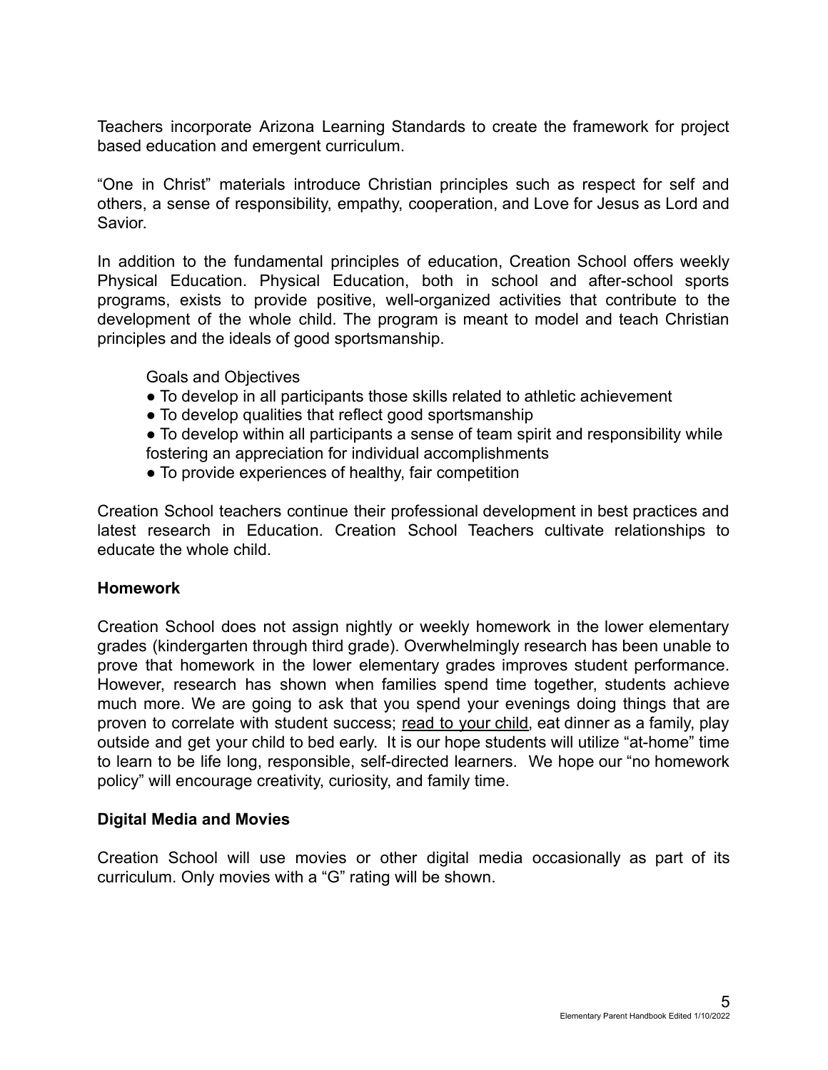Teachers incorporate Arizona Learning Standards to create the framework for project based education and emergent curriculum.

"One in Christ" materials introduce Christian principles such as respect for self and others, a sense of responsibility, empathy, cooperation, and Love for Jesus as Lord and Savior.

In addition to the fundamental principles of education, Creation School offers weekly Physical Education. Physical Education, both in school and after-school sports programs, exists to provide positive, well-organized activities that contribute to the development of the whole child. The program is meant to model and teach Christian principles and the ideals of good sportsmanship.

Goals and Objectives

- To develop in all participants those skills related to athletic achievement
- To develop qualities that reflect good sportsmanship
- To develop within all participants a sense of team spirit and responsibility while fostering an appreciation for individual accomplishments
- To provide experiences of healthy, fair competition

Creation School teachers continue their professional development in best practices and latest research in Education. Creation School Teachers cultivate relationships to educate the whole child.

**Homework**

Creation School does not assign nightly or weekly homework in the lower elementary grades (kindergarten through third grade). Overwhelmingly research has been unable to prove that homework in the lower elementary grades improves student performance. However, research has shown when families spend time together, students achieve much more. We are going to ask that you spend your evenings doing things that are proven to correlate with student success; read to your child, eat dinner as a family, play outside and get your child to bed early. It is our hope students will utilize "at-home" time to learn to be life long, responsible, self-directed learners. We hope our "no homework policy" will encourage creativity, curiosity, and family time.

**Digital Media and Movies**

Creation School will use movies or other digital media occasionally as part of its curriculum. Only movies with a "G" rating will be shown.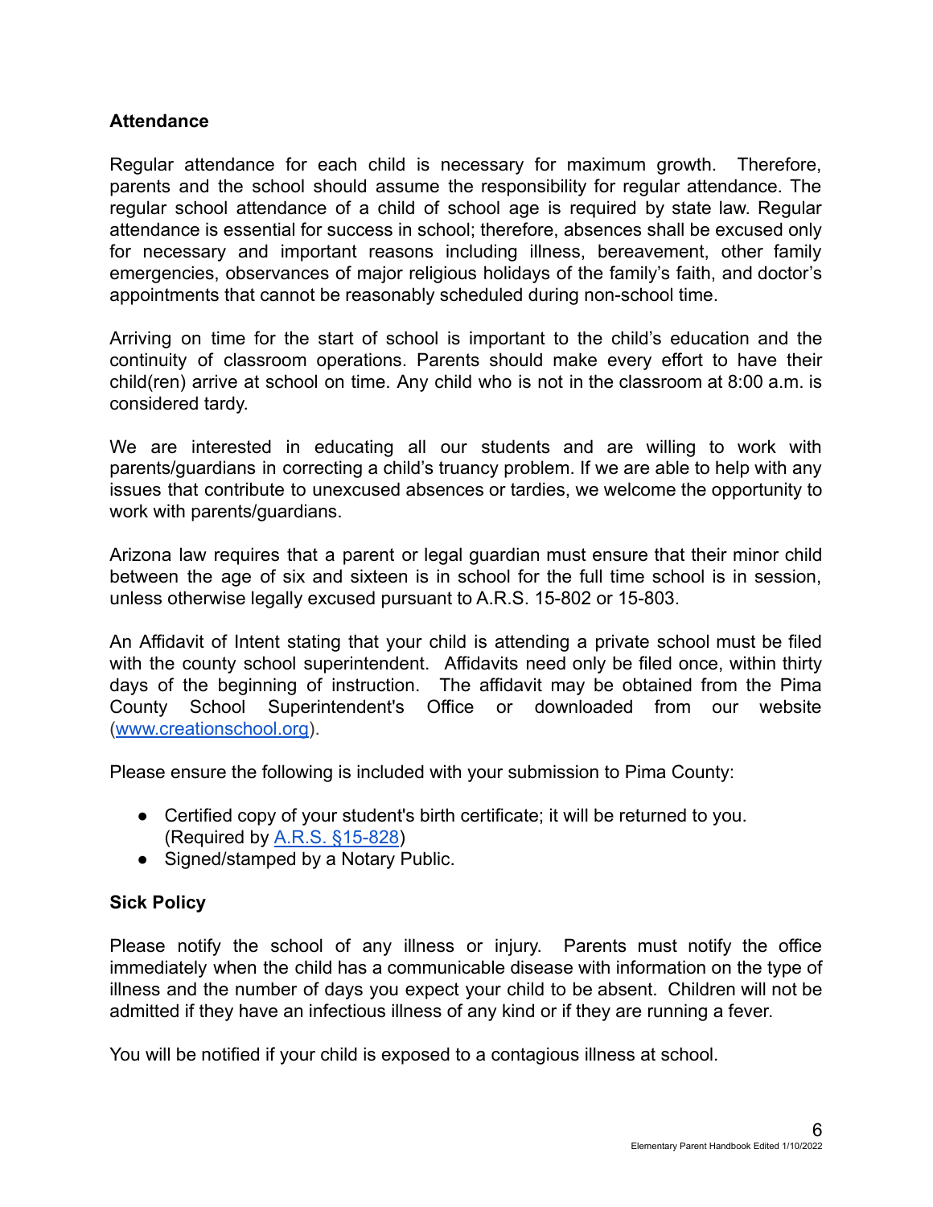**Attendance**

Regular attendance for each child is necessary for maximum growth. Therefore, parents and the school should assume the responsibility for regular attendance. The regular school attendance of a child of school age is required by state law. Regular attendance is essential for success in school; therefore, absences shall be excused only for necessary and important reasons including illness, bereavement, other family emergencies, observances of major religious holidays of the family's faith, and doctor's appointments that cannot be reasonably scheduled during non-school time.

Arriving on time for the start of school is important to the child's education and the continuity of classroom operations. Parents should make every effort to have their child(ren) arrive at school on time. Any child who is not in the classroom at 8:00 a.m. is considered tardy.

We are interested in educating all our students and are willing to work with parents/guardians in correcting a child's truancy problem. If we are able to help with any issues that contribute to unexcused absences or tardies, we welcome the opportunity to work with parents/guardians.

Arizona law requires that a parent or legal guardian must ensure that their minor child between the age of six and sixteen is in school for the full time school is in session, unless otherwise legally excused pursuant to A.R.S. 15-802 or 15-803.

An Affidavit of Intent stating that your child is attending a private school must be filed with the county school superintendent. Affidavits need only be filed once, within thirty days of the beginning of instruction. The affidavit may be obtained from the Pima County School Superintendent's Office or downloaded from our website (www.creationschool.org).

Please ensure the following is included with your submission to Pima County:

- Certified copy of your student's birth certificate; it will be returned to you. (Required by A.R.S. §15-828)
- Signed/stamped by a Notary Public.

**Sick Policy**

Please notify the school of any illness or injury. Parents must notify the office immediately when the child has a communicable disease with information on the type of illness and the number of days you expect your child to be absent. Children will not be admitted if they have an infectious illness of any kind or if they are running a fever.

You will be notified if your child is exposed to a contagious illness at school.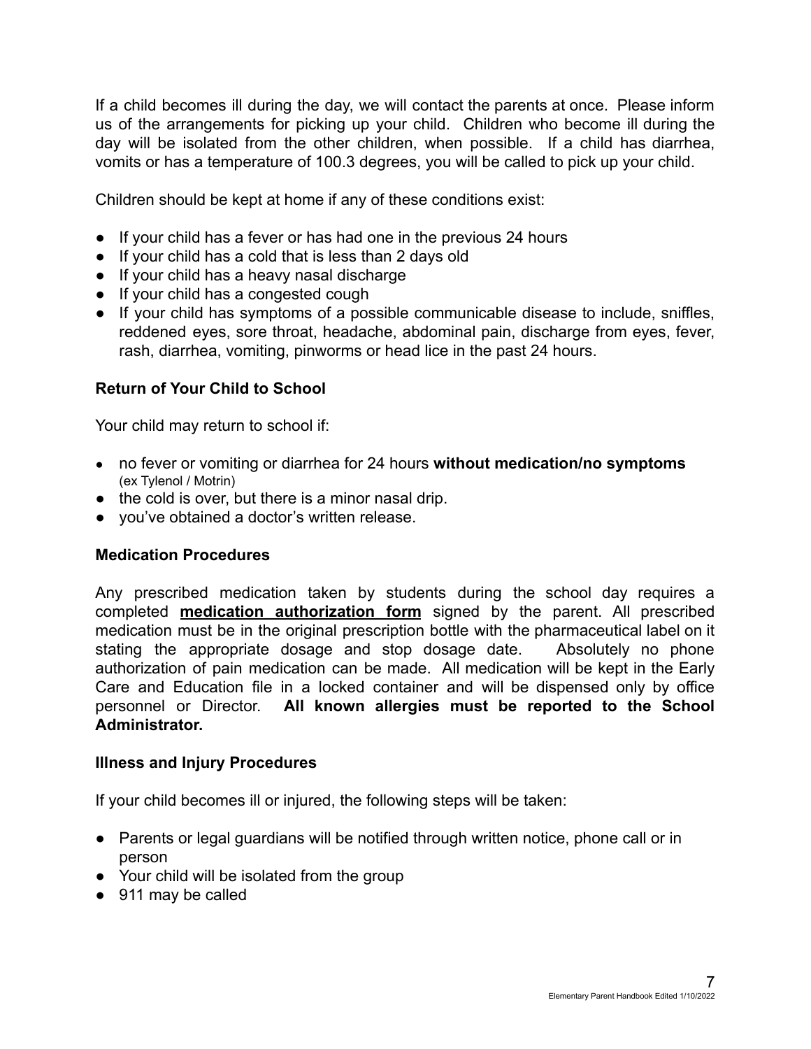If a child becomes ill during the day, we will contact the parents at once. Please inform us of the arrangements for picking up your child. Children who become ill during the day will be isolated from the other children, when possible. If a child has diarrhea, vomits or has a temperature of 100.3 degrees, you will be called to pick up your child.

Children should be kept at home if any of these conditions exist:

- If your child has a fever or has had one in the previous 24 hours
- If your child has a cold that is less than 2 days old
- If your child has a heavy nasal discharge
- If your child has a congested cough
- If your child has symptoms of a possible communicable disease to include, sniffles, reddened eyes, sore throat, headache, abdominal pain, discharge from eyes, fever, rash, diarrhea, vomiting, pinworms or head lice in the past 24 hours.

### Return of Your Child to School

Your child may return to school if:

- no fever or vomiting or diarrhea for 24 hours **without medication/no symptoms** (ex Tylenol / Motrin)
- the cold is over, but there is a minor nasal drip.
- you've obtained a doctor's written release.

### Medication Procedures

Any prescribed medication taken by students during the school day requires a completed **medication authorization form** signed by the parent. All prescribed medication must be in the original prescription bottle with the pharmaceutical label on it stating the appropriate dosage and stop dosage date. Absolutely no phone authorization of pain medication can be made. All medication will be kept in the Early Care and Education file in a locked container and will be dispensed only by office personnel or Director. **All known allergies must be reported to the School Administrator.**

### Illness and Injury Procedures

If your child becomes ill or injured, the following steps will be taken:

- Parents or legal guardians will be notified through written notice, phone call or in person
- Your child will be isolated from the group
- 911 may be called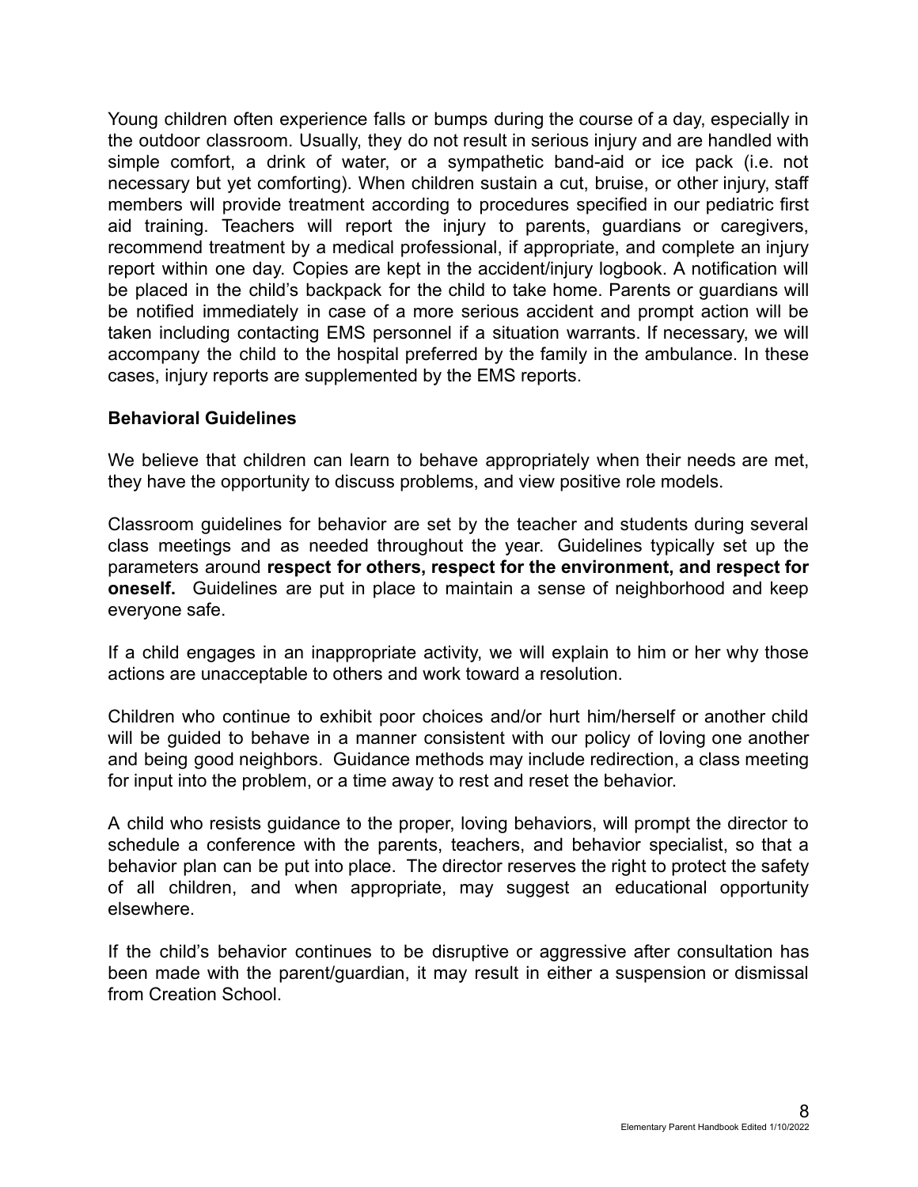Young children often experience falls or bumps during the course of a day, especially in the outdoor classroom. Usually, they do not result in serious injury and are handled with simple comfort, a drink of water, or a sympathetic band-aid or ice pack (i.e. not necessary but yet comforting). When children sustain a cut, bruise, or other injury, staff members will provide treatment according to procedures specified in our pediatric first aid training. Teachers will report the injury to parents, guardians or caregivers, recommend treatment by a medical professional, if appropriate, and complete an injury report within one day. Copies are kept in the accident/injury logbook. A notification will be placed in the child's backpack for the child to take home. Parents or guardians will be notified immediately in case of a more serious accident and prompt action will be taken including contacting EMS personnel if a situation warrants. If necessary, we will accompany the child to the hospital preferred by the family in the ambulance. In these cases, injury reports are supplemented by the EMS reports.

**Behavioral Guidelines**

We believe that children can learn to behave appropriately when their needs are met, they have the opportunity to discuss problems, and view positive role models.

Classroom guidelines for behavior are set by the teacher and students during several class meetings and as needed throughout the year. Guidelines typically set up the parameters around **respect for others, respect for the environment, and respect for oneself.** Guidelines are put in place to maintain a sense of neighborhood and keep everyone safe.

If a child engages in an inappropriate activity, we will explain to him or her why those actions are unacceptable to others and work toward a resolution.

Children who continue to exhibit poor choices and/or hurt him/herself or another child will be guided to behave in a manner consistent with our policy of loving one another and being good neighbors. Guidance methods may include redirection, a class meeting for input into the problem, or a time away to rest and reset the behavior.

A child who resists guidance to the proper, loving behaviors, will prompt the director to schedule a conference with the parents, teachers, and behavior specialist, so that a behavior plan can be put into place. The director reserves the right to protect the safety of all children, and when appropriate, may suggest an educational opportunity elsewhere.

If the child's behavior continues to be disruptive or aggressive after consultation has been made with the parent/guardian, it may result in either a suspension or dismissal from Creation School.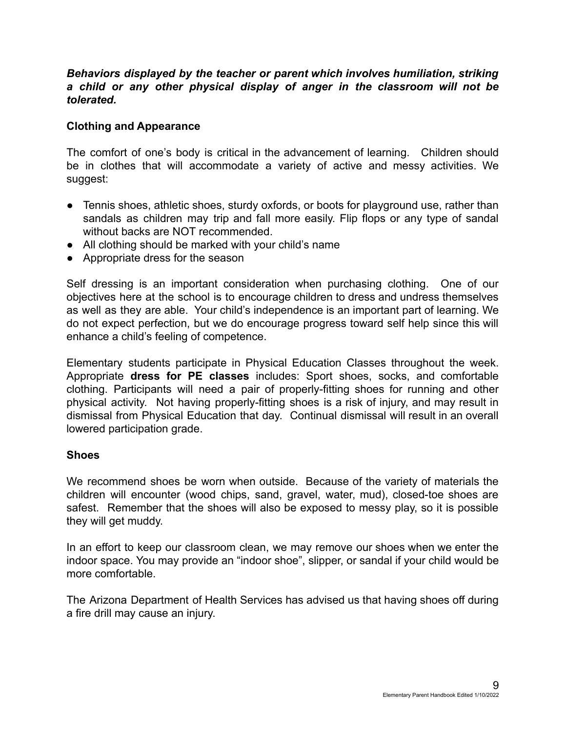***Behaviors displayed by the teacher or parent which involves humiliation, striking a child or any other physical display of anger in the classroom will not be tolerated.***

### Clothing and Appearance

The comfort of one's body is critical in the advancement of learning. Children should be in clothes that will accommodate a variety of active and messy activities. We suggest:

- Tennis shoes, athletic shoes, sturdy oxfords, or boots for playground use, rather than sandals as children may trip and fall more easily. Flip flops or any type of sandal without backs are NOT recommended.
- All clothing should be marked with your child's name
- Appropriate dress for the season

Self dressing is an important consideration when purchasing clothing. One of our objectives here at the school is to encourage children to dress and undress themselves as well as they are able. Your child's independence is an important part of learning. We do not expect perfection, but we do encourage progress toward self help since this will enhance a child's feeling of competence.

Elementary students participate in Physical Education Classes throughout the week. Appropriate **dress for PE classes** includes: Sport shoes, socks, and comfortable clothing. Participants will need a pair of properly-fitting shoes for running and other physical activity. Not having properly-fitting shoes is a risk of injury, and may result in dismissal from Physical Education that day. Continual dismissal will result in an overall lowered participation grade.

### Shoes

We recommend shoes be worn when outside. Because of the variety of materials the children will encounter (wood chips, sand, gravel, water, mud), closed-toe shoes are safest. Remember that the shoes will also be exposed to messy play, so it is possible they will get muddy.

In an effort to keep our classroom clean, we may remove our shoes when we enter the indoor space. You may provide an "indoor shoe", slipper, or sandal if your child would be more comfortable.

The Arizona Department of Health Services has advised us that having shoes off during a fire drill may cause an injury.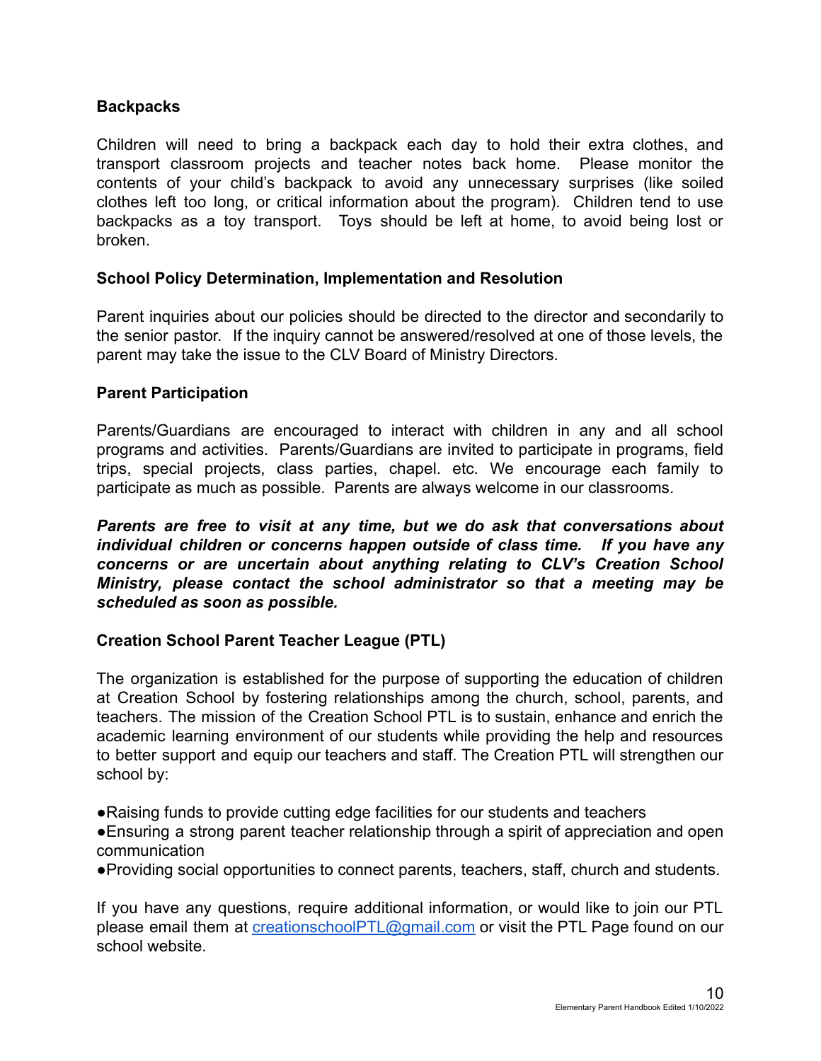## Backpacks

Children will need to bring a backpack each day to hold their extra clothes, and transport classroom projects and teacher notes back home. Please monitor the contents of your child's backpack to avoid any unnecessary surprises (like soiled clothes left too long, or critical information about the program). Children tend to use backpacks as a toy transport. Toys should be left at home, to avoid being lost or broken.

## School Policy Determination, Implementation and Resolution

Parent inquiries about our policies should be directed to the director and secondarily to the senior pastor. If the inquiry cannot be answered/resolved at one of those levels, the parent may take the issue to the CLV Board of Ministry Directors.

## Parent Participation

Parents/Guardians are encouraged to interact with children in any and all school programs and activities. Parents/Guardians are invited to participate in programs, field trips, special projects, class parties, chapel. etc. We encourage each family to participate as much as possible. Parents are always welcome in our classrooms.

***Parents are free to visit at any time, but we do ask that conversations about individual children or concerns happen outside of class time. If you have any concerns or are uncertain about anything relating to CLV's Creation School Ministry, please contact the school administrator so that a meeting may be scheduled as soon as possible.***

## Creation School Parent Teacher League (PTL)

The organization is established for the purpose of supporting the education of children at Creation School by fostering relationships among the church, school, parents, and teachers. The mission of the Creation School PTL is to sustain, enhance and enrich the academic learning environment of our students while providing the help and resources to better support and equip our teachers and staff. The Creation PTL will strengthen our school by:

- Raising funds to provide cutting edge facilities for our students and teachers
- Ensuring a strong parent teacher relationship through a spirit of appreciation and open communication
- Providing social opportunities to connect parents, teachers, staff, church and students.

If you have any questions, require additional information, or would like to join our PTL please email them at [creationschoolPTL@gmail.com](mailto:creationschoolPTL@gmail.com) or visit the PTL Page found on our school website.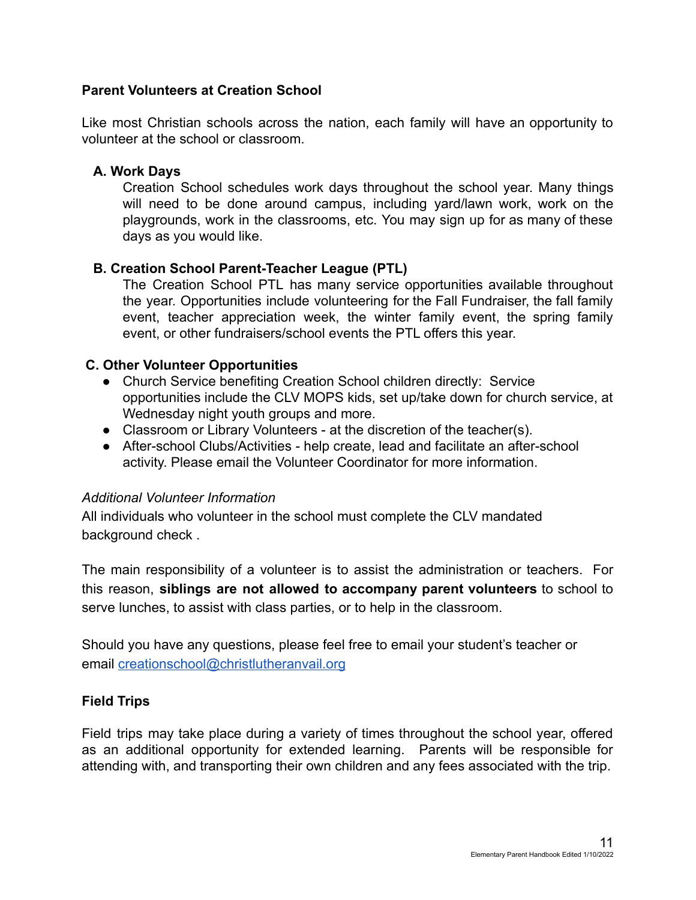**Parent Volunteers at Creation School**

Like most Christian schools across the nation, each family will have an opportunity to volunteer at the school or classroom.

**A. Work Days**

Creation School schedules work days throughout the school year. Many things will need to be done around campus, including yard/lawn work, work on the playgrounds, work in the classrooms, etc. You may sign up for as many of these days as you would like.

**B. Creation School Parent-Teacher League (PTL)**

The Creation School PTL has many service opportunities available throughout the year. Opportunities include volunteering for the Fall Fundraiser, the fall family event, teacher appreciation week, the winter family event, the spring family event, or other fundraisers/school events the PTL offers this year.

**C. Other Volunteer Opportunities**

- Church Service benefiting Creation School children directly: Service opportunities include the CLV MOPS kids, set up/take down for church service, at Wednesday night youth groups and more.
- Classroom or Library Volunteers - at the discretion of the teacher(s).
- After-school Clubs/Activities - help create, lead and facilitate an after-school activity. Please email the Volunteer Coordinator for more information.

*Additional Volunteer Information*

All individuals who volunteer in the school must complete the CLV mandated background check .

The main responsibility of a volunteer is to assist the administration or teachers. For this reason, **siblings are not allowed to accompany parent volunteers** to school to serve lunches, to assist with class parties, or to help in the classroom.

Should you have any questions, please feel free to email your student's teacher or email creationschool@christlutheranvail.org

**Field Trips**

Field trips may take place during a variety of times throughout the school year, offered as an additional opportunity for extended learning. Parents will be responsible for attending with, and transporting their own children and any fees associated with the trip.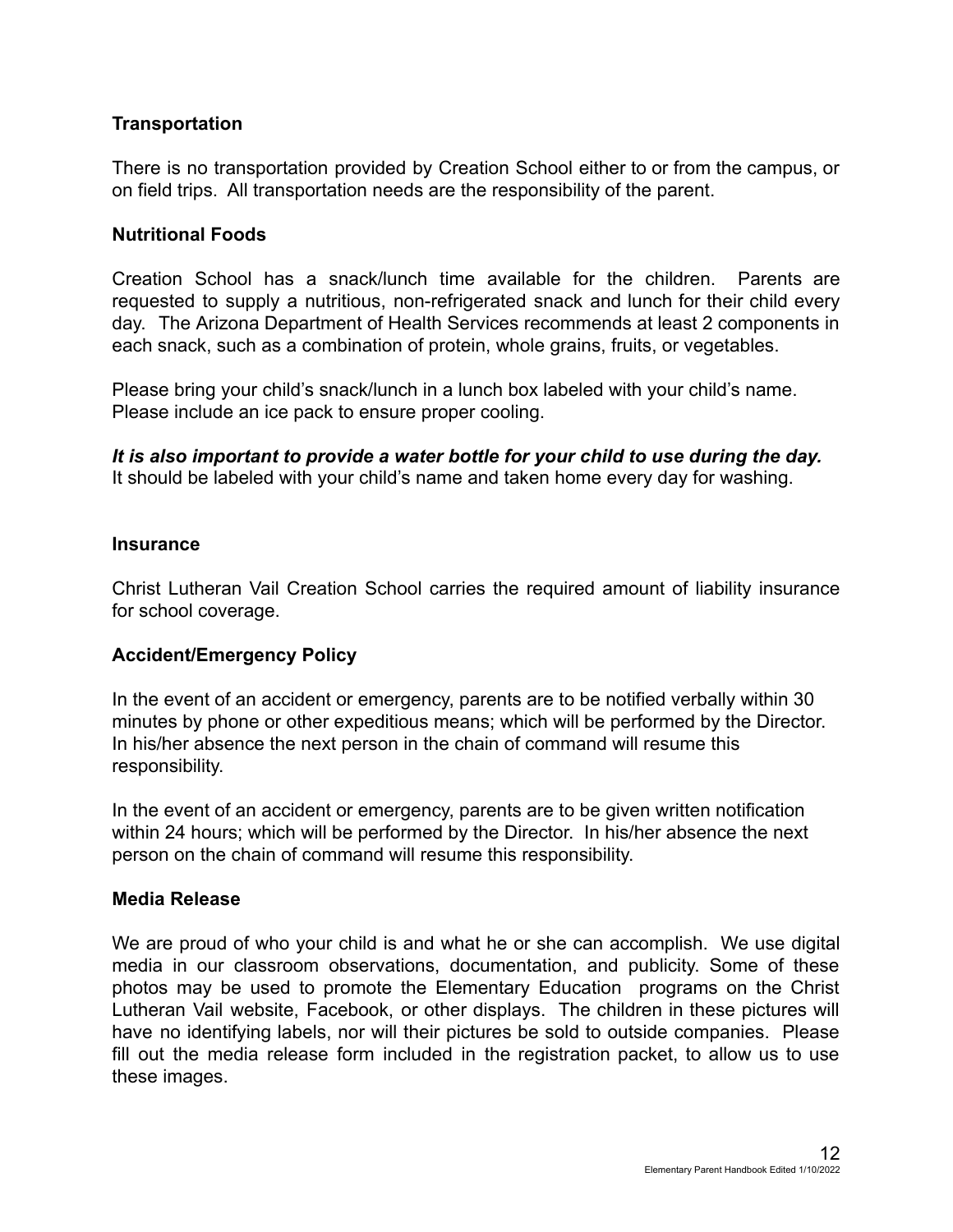### Transportation

There is no transportation provided by Creation School either to or from the campus, or on field trips. All transportation needs are the responsibility of the parent.

### Nutritional Foods

Creation School has a snack/lunch time available for the children. Parents are requested to supply a nutritious, non-refrigerated snack and lunch for their child every day. The Arizona Department of Health Services recommends at least 2 components in each snack, such as a combination of protein, whole grains, fruits, or vegetables.

Please bring your child's snack/lunch in a lunch box labeled with your child's name. Please include an ice pack to ensure proper cooling.

***It is also important to provide a water bottle for your child to use during the day.*** It should be labeled with your child's name and taken home every day for washing.

### Insurance

Christ Lutheran Vail Creation School carries the required amount of liability insurance for school coverage.

### Accident/Emergency Policy

In the event of an accident or emergency, parents are to be notified verbally within 30 minutes by phone or other expeditious means; which will be performed by the Director. In his/her absence the next person in the chain of command will resume this responsibility.

In the event of an accident or emergency, parents are to be given written notification within 24 hours; which will be performed by the Director. In his/her absence the next person on the chain of command will resume this responsibility.

### Media Release

We are proud of who your child is and what he or she can accomplish. We use digital media in our classroom observations, documentation, and publicity. Some of these photos may be used to promote the Elementary Education programs on the Christ Lutheran Vail website, Facebook, or other displays. The children in these pictures will have no identifying labels, nor will their pictures be sold to outside companies. Please fill out the media release form included in the registration packet, to allow us to use these images.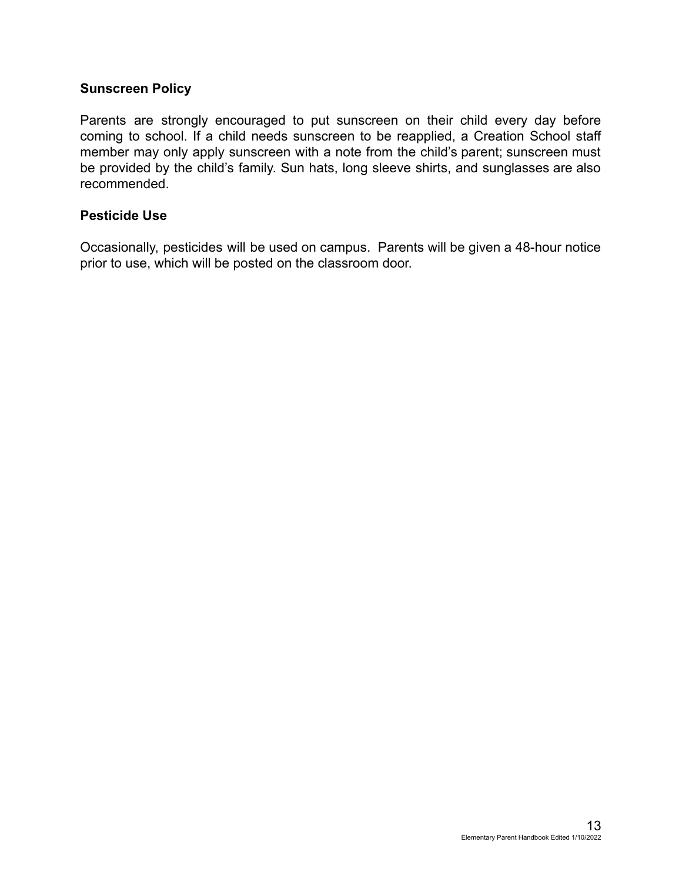**Sunscreen Policy**

Parents are strongly encouraged to put sunscreen on their child every day before coming to school. If a child needs sunscreen to be reapplied, a Creation School staff member may only apply sunscreen with a note from the child's parent; sunscreen must be provided by the child's family. Sun hats, long sleeve shirts, and sunglasses are also recommended.

**Pesticide Use**

Occasionally, pesticides will be used on campus. Parents will be given a 48-hour notice prior to use, which will be posted on the classroom door.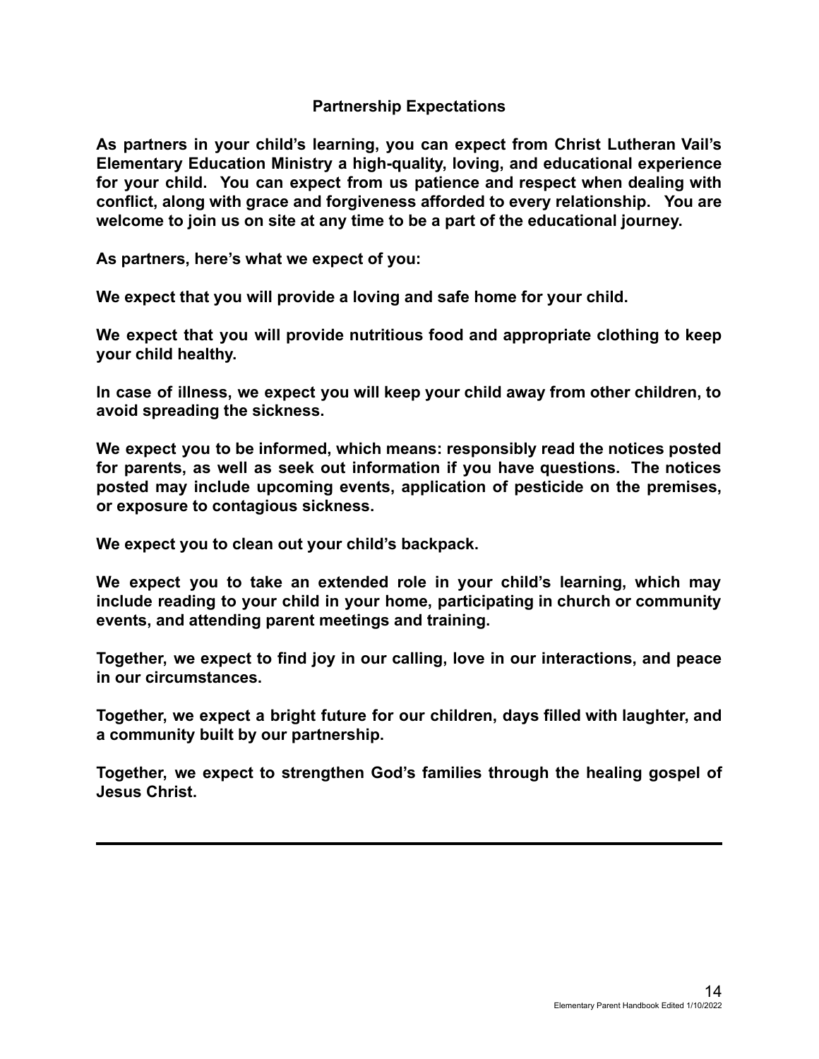## Partnership Expectations

**As partners in your child's learning, you can expect from Christ Lutheran Vail's Elementary Education Ministry a high-quality, loving, and educational experience for your child. You can expect from us patience and respect when dealing with conflict, along with grace and forgiveness afforded to every relationship. You are welcome to join us on site at any time to be a part of the educational journey.**

**As partners, here's what we expect of you:**

**We expect that you will provide a loving and safe home for your child.**

**We expect that you will provide nutritious food and appropriate clothing to keep your child healthy.**

**In case of illness, we expect you will keep your child away from other children, to avoid spreading the sickness.**

**We expect you to be informed, which means: responsibly read the notices posted for parents, as well as seek out information if you have questions. The notices posted may include upcoming events, application of pesticide on the premises, or exposure to contagious sickness.**

**We expect you to clean out your child's backpack.**

**We expect you to take an extended role in your child's learning, which may include reading to your child in your home, participating in church or community events, and attending parent meetings and training.**

**Together, we expect to find joy in our calling, love in our interactions, and peace in our circumstances.**

**Together, we expect a bright future for our children, days filled with laughter, and a community built by our partnership.**

**Together, we expect to strengthen God's families through the healing gospel of Jesus Christ.**

---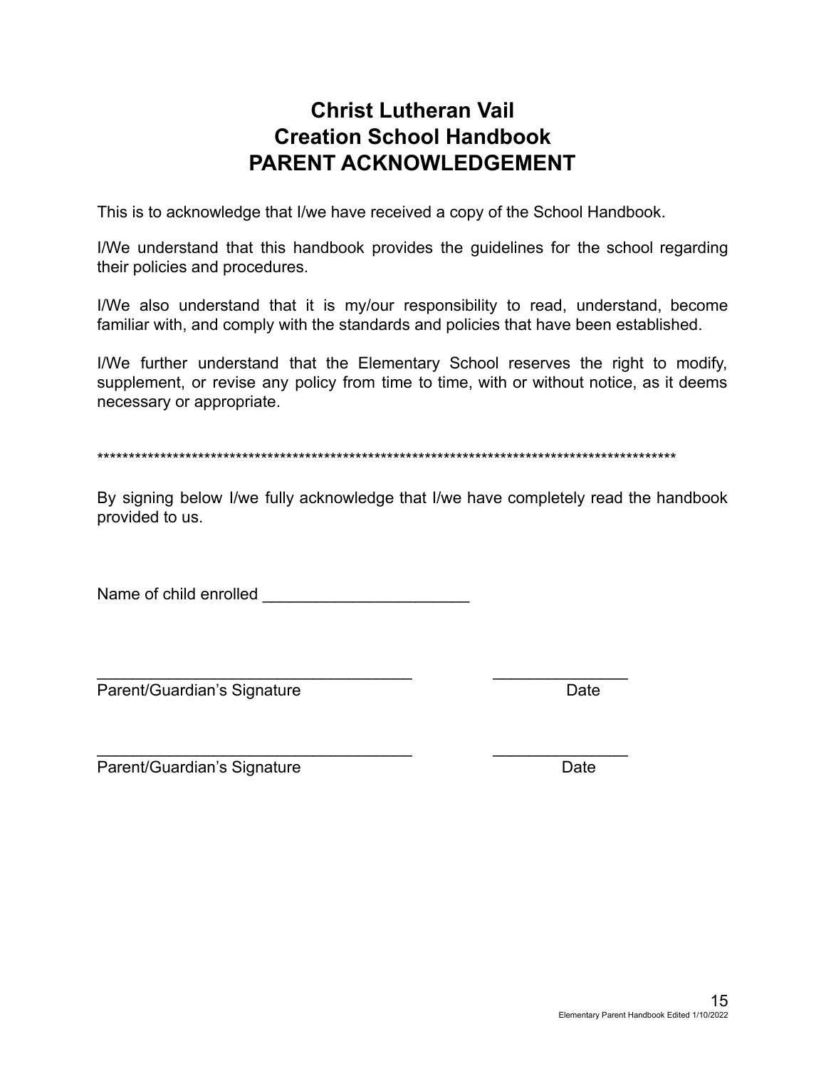# Christ Lutheran Vail
# Creation School Handbook
# PARENT ACKNOWLEDGEMENT

This is to acknowledge that I/we have received a copy of the School Handbook.

I/We understand that this handbook provides the guidelines for the school regarding their policies and procedures.

I/We also understand that it is my/our responsibility to read, understand, become familiar with, and comply with the standards and policies that have been established.

I/We further understand that the Elementary School reserves the right to modify, supplement, or revise any policy from time to time, with or without notice, as it deems necessary or appropriate.

***********************************************************************************************

By signing below I/we fully acknowledge that I/we have completely read the handbook provided to us.

Name of child enrolled _______________________

___________________________________ _______________
Parent/Guardian's Signature Date

___________________________________ _______________
Parent/Guardian's Signature Date